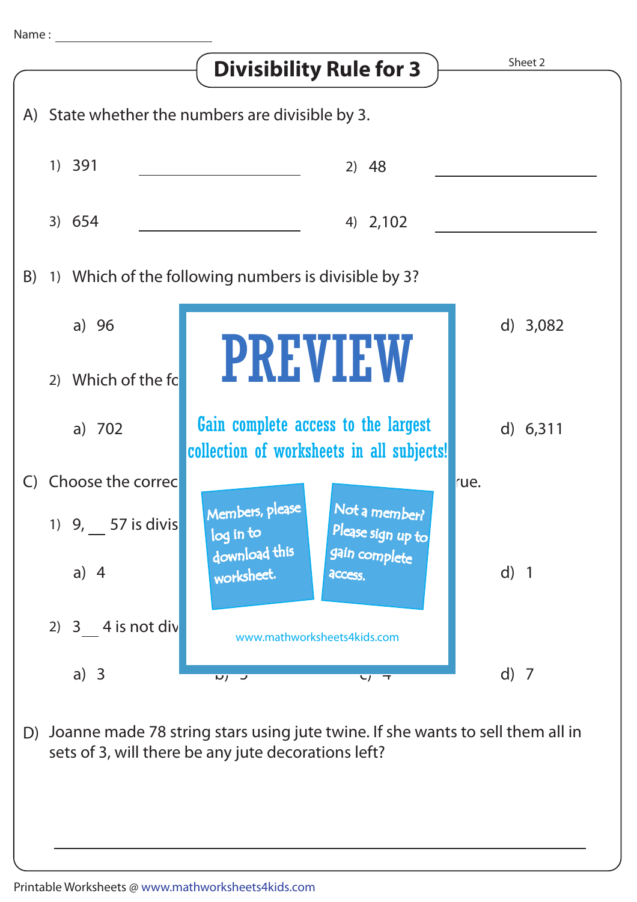Name : ______________________

# Divisibility Rule for 3

Sheet 2

A) State whether the numbers are divisible by 3.

1) 391 ______________ 2) 48 ______________

3) 654 ______________ 4) 2,102 ______________

B) 1) Which of the following numbers is divisible by 3?

a) 96 d) 3,082

2) Which of the fo

a) 702 d) 6,311

C) Choose the correc rue.

1) 9, __ 57 is divis

a) 4 d) 1

2) 3 __ 4 is not div

a) 3 d) 7

PREVIEW

Gain complete access to the largest collection of worksheets in all subjects!

Members, please log in to download this worksheet.

Not a member? Please sign up to gain complete access.

www.mathworksheets4kids.com

D) Joanne made 78 string stars using jute twine. If she wants to sell them all in sets of 3, will there be any jute decorations left?

______________________________________________

Printable Worksheets @ www.mathworksheets4kids.com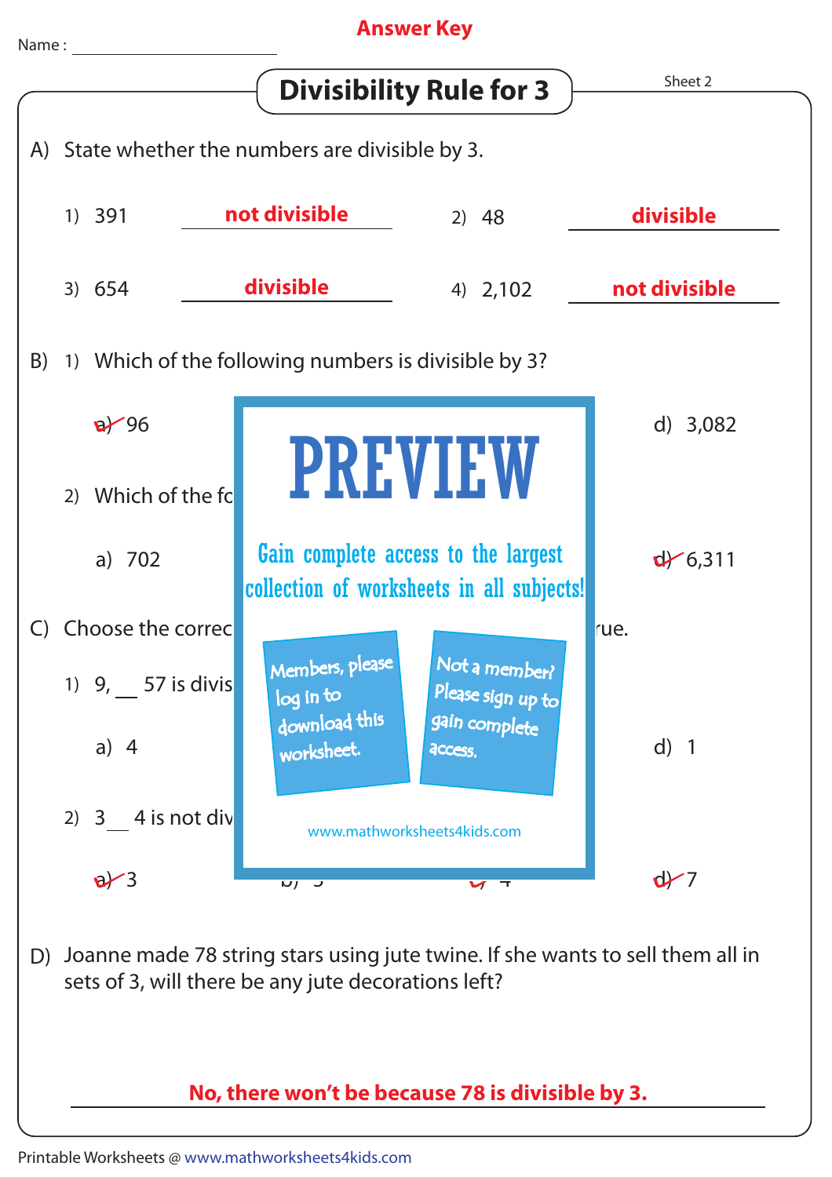Name : ____________________

**Answer Key**

# Divisibility Rule for 3

Sheet 2

A) State whether the numbers are divisible by 3.

1) 391 **not divisible**

2) 48 **divisible**

3) 654 **divisible**

4) 2,102 **not divisible**

B) 1) Which of the following numbers is divisible by 3?

a) 96 ✓ ... d) 3,082

2) Which of the fc

a) 702 ... d) 6,311 ✓

C) Choose the correc ... rue.

1) 9, __ 57 is divis

a) 4 ... d) 1

2) 3 __ 4 is not div

a) 3 ✓ b) 5 c) 4 ✓ d) 7 ✓

PREVIEW

Gain complete access to the largest collection of worksheets in all subjects!

Members, please log in to download this worksheet.

Not a member? Please sign up to gain complete access.

www.mathworksheets4kids.com

D) Joanne made 78 string stars using jute twine. If she wants to sell them all in sets of 3, will there be any jute decorations left?

**No, there won't be because 78 is divisible by 3.**

Printable Worksheets @ www.mathworksheets4kids.com